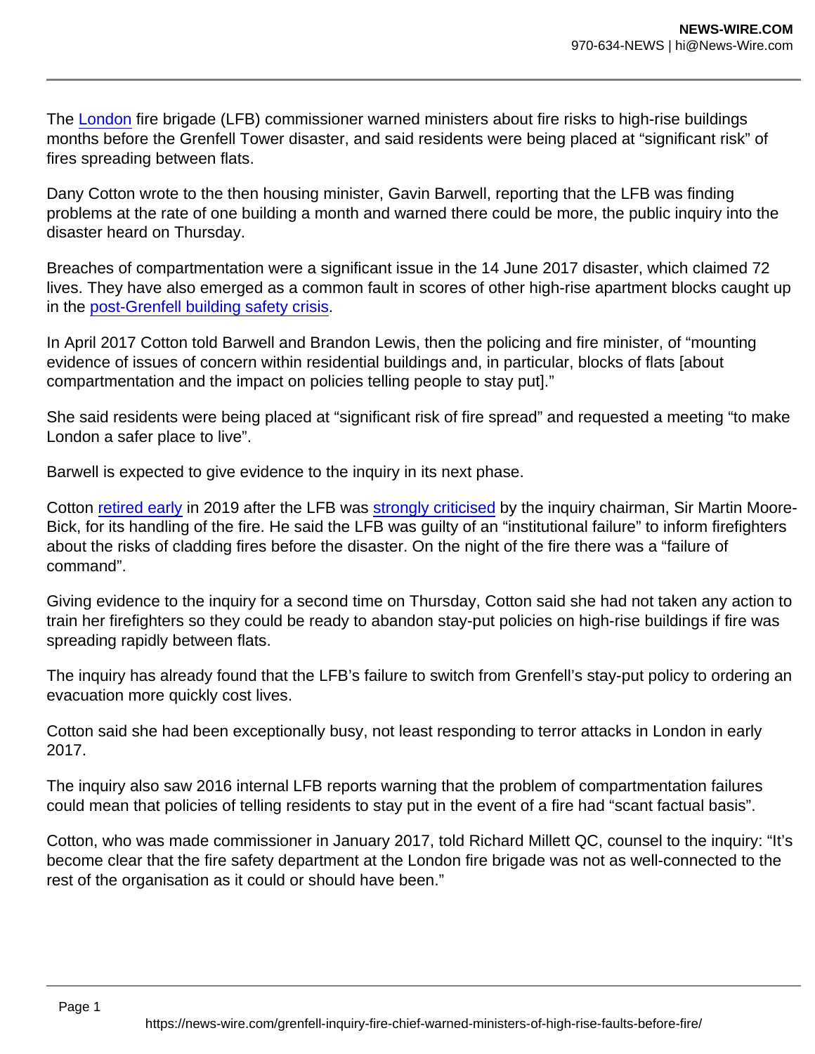The London fire brigade (LFB) commissioner warned ministers about fire risks to high-rise buildings months before the Grenfell Tower disaster, and said residents were being placed at “significant risk” of fires spreading between flats.

Dany Cotton wrote to the then housing minister, Gavin Barwell, reporting that the LFB was finding problems at the rate of one building a month and warned there could be more, the public inquiry into the disaster heard on Thursday.

Breaches of compartmentation were a significant issue in the 14 June 2017 disaster, which claimed 72 lives. They have also emerged as a common fault in scores of other high-rise apartment blocks caught up in the post-Grenfell building safety crisis.

In April 2017 Cotton told Barwell and Brandon Lewis, then the policing and fire minister, of “mounting evidence of issues of concern within residential buildings and, in particular, blocks of flats [about compartmentation and the impact on policies telling people to stay put].”

She said residents were being placed at “significant risk of fire spread” and requested a meeting “to make London a safer place to live”.

Barwell is expected to give evidence to the inquiry in its next phase.

Cotton retired early in 2019 after the LFB was strongly criticised by the inquiry chairman, Sir Martin Moore-Bick, for its handling of the fire. He said the LFB was guilty of an “institutional failure” to inform firefighters about the risks of cladding fires before the disaster. On the night of the fire there was a “failure of command”.

Giving evidence to the inquiry for a second time on Thursday, Cotton said she had not taken any action to train her firefighters so they could be ready to abandon stay-put policies on high-rise buildings if fire was spreading rapidly between flats.

The inquiry has already found that the LFB’s failure to switch from Grenfell’s stay-put policy to ordering an evacuation more quickly cost lives.

Cotton said she had been exceptionally busy, not least responding to terror attacks in London in early 2017.

The inquiry also saw 2016 internal LFB reports warning that the problem of compartmentation failures could mean that policies of telling residents to stay put in the event of a fire had “scant factual basis”.

Cotton, who was made commissioner in January 2017, told Richard Millett QC, counsel to the inquiry: “It’s become clear that the fire safety department at the London fire brigade was not as well-connected to the rest of the organisation as it could or should have been.”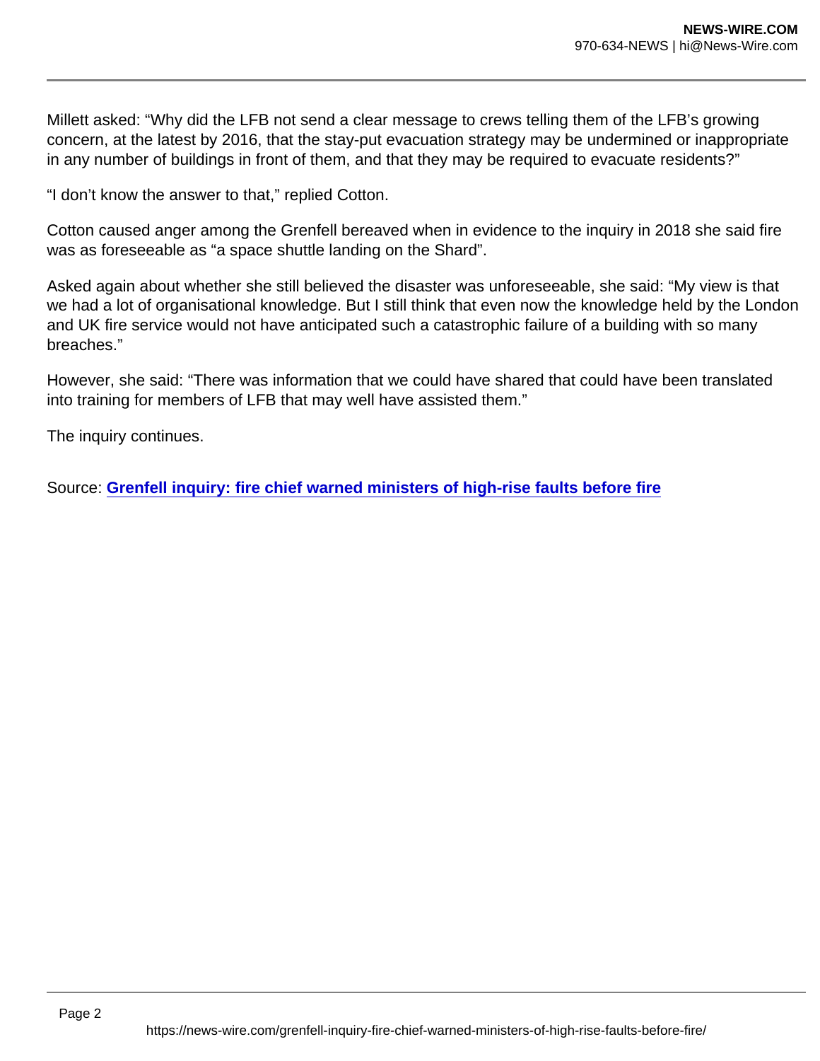Millett asked: “Why did the LFB not send a clear message to crews telling them of the LFB’s growing concern, at the latest by 2016, that the stay-put evacuation strategy may be undermined or inappropriate in any number of buildings in front of them, and that they may be required to evacuate residents?”

“I don’t know the answer to that,” replied Cotton.

Cotton caused anger among the Grenfell bereaved when in evidence to the inquiry in 2018 she said fire was as foreseeable as “a space shuttle landing on the Shard”.

Asked again about whether she still believed the disaster was unforeseeable, she said: “My view is that we had a lot of organisational knowledge. But I still think that even now the knowledge held by the London and UK fire service would not have anticipated such a catastrophic failure of a building with so many breaches.”

However, she said: “There was information that we could have shared that could have been translated into training for members of LFB that may well have assisted them.”

The inquiry continues.

Source: **[Grenfell inquiry: fire chief warned ministers of high-rise faults before fire](https://news-wire.com/grenfell-inquiry-fire-chief-warned-ministers-of-high-rise-faults-before-fire/)**